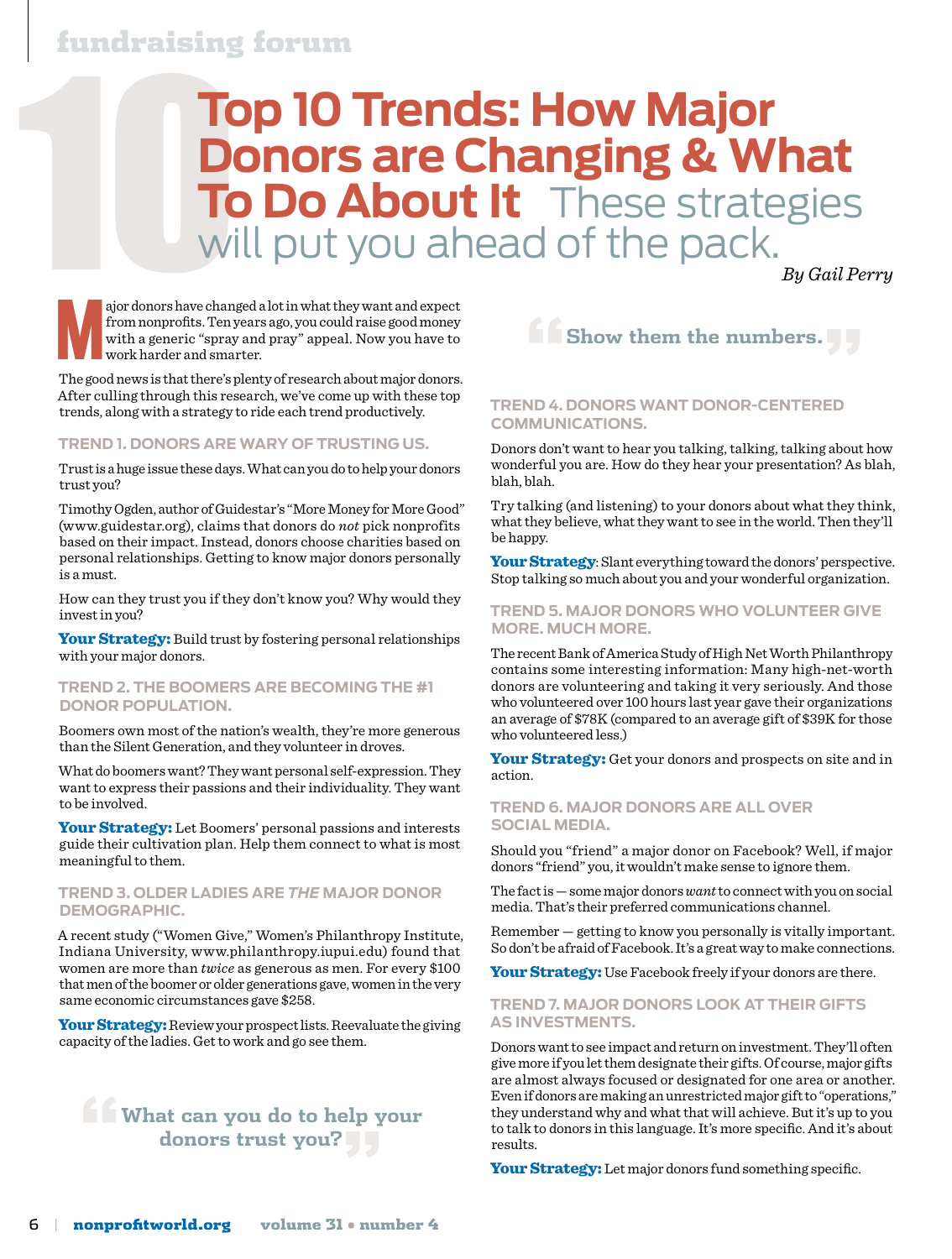# Top 10 Trends: How Major Donors are Changing & What To Do About It

These strategies will put you ahead of the pack.

*By Gail Perry*

Major donors have changed a lot in what they want and expect from nonprofits. Ten years ago, you could raise good money with a generic "spray and pray" appeal. Now you have to work harder and smarter.

The good news is that there's plenty of research about major donors. After culling through this research, we've come up with these top trends, along with a strategy to ride each trend productively.

### TREND 1. DONORS ARE WARY OF TRUSTING US.

Trust is a huge issue these days. What can you do to help your donors trust you?

Timothy Ogden, author of Guidestar's "More Money for More Good" (www.guidestar.org), claims that donors do *not* pick nonprofits based on their impact. Instead, donors choose charities based on personal relationships. Getting to know major donors personally is a must.

How can they trust you if they don't know you? Why would they invest in you?

**Your Strategy:** Build trust by fostering personal relationships with your major donors.

### TREND 2. THE BOOMERS ARE BECOMING THE #1 DONOR POPULATION.

Boomers own most of the nation's wealth, they're more generous than the Silent Generation, and they volunteer in droves.

What do boomers want? They want personal self-expression. They want to express their passions and their individuality. They want to be involved.

**Your Strategy:** Let Boomers' personal passions and interests guide their cultivation plan. Help them connect to what is most meaningful to them.

### TREND 3. OLDER LADIES ARE *THE* MAJOR DONOR DEMOGRAPHIC.

A recent study ("Women Give," Women's Philanthropy Institute, Indiana University, www.philanthropy.iupui.edu) found that women are more than *twice* as generous as men. For every $100 that men of the boomer or older generations gave, women in the very same economic circumstances gave $258.

**Your Strategy:** Review your prospect lists. Reevaluate the giving capacity of the ladies. Get to work and go see them.

> "What can you do to help your donors trust you?"

> "Show them the numbers."

### TREND 4. DONORS WANT DONOR-CENTERED COMMUNICATIONS.

Donors don't want to hear you talking, talking, talking about how wonderful you are. How do they hear your presentation? As blah, blah, blah.

Try talking (and listening) to your donors about what they think, what they believe, what they want to see in the world. Then they'll be happy.

**Your Strategy**: Slant everything toward the donors' perspective. Stop talking so much about you and your wonderful organization.

### TREND 5. MAJOR DONORS WHO VOLUNTEER GIVE MORE. MUCH MORE.

The recent Bank of America Study of High Net Worth Philanthropy contains some interesting information: Many high-net-worth donors are volunteering and taking it very seriously. And those who volunteered over 100 hours last year gave their organizations an average of $78K (compared to an average gift of $39K for those who volunteered less.)

**Your Strategy:** Get your donors and prospects on site and in action.

### TREND 6. MAJOR DONORS ARE ALL OVER SOCIAL MEDIA.

Should you "friend" a major donor on Facebook? Well, if major donors "friend" you, it wouldn't make sense to ignore them.

The fact is — some major donors *want* to connect with you on social media. That's their preferred communications channel.

Remember — getting to know you personally is vitally important. So don't be afraid of Facebook. It's a great way to make connections.

**Your Strategy:** Use Facebook freely if your donors are there.

### TREND 7. MAJOR DONORS LOOK AT THEIR GIFTS AS INVESTMENTS.

Donors want to see impact and return on investment. They'll often give more if you let them designate their gifts. Of course, major gifts are almost always focused or designated for one area or another. Even if donors are making an unrestricted major gift to "operations," they understand why and what that will achieve. But it's up to you to talk to donors in this language. It's more specific. And it's about results.

**Your Strategy:** Let major donors fund something specific.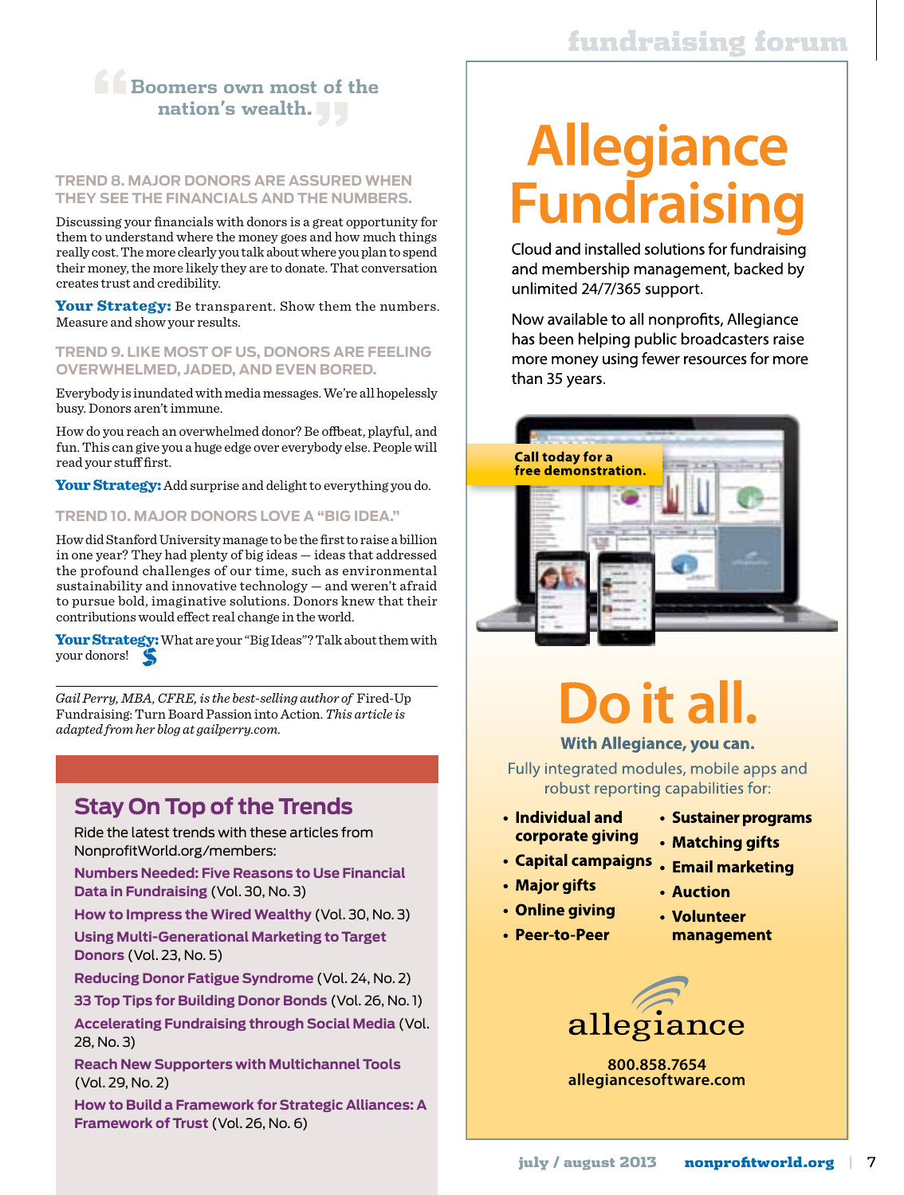> "Boomers own most of the nation's wealth."

### TREND 8. MAJOR DONORS ARE ASSURED WHEN THEY SEE THE FINANCIALS AND THE NUMBERS.

Discussing your financials with donors is a great opportunity for them to understand where the money goes and how much things really cost. The more clearly you talk about where you plan to spend their money, the more likely they are to donate. That conversation creates trust and credibility.

**Your Strategy:** Be transparent. Show them the numbers. Measure and show your results.

### TREND 9. LIKE MOST OF US, DONORS ARE FEELING OVERWHELMED, JADED, AND EVEN BORED.

Everybody is inundated with media messages. We're all hopelessly busy. Donors aren't immune.

How do you reach an overwhelmed donor? Be offbeat, playful, and fun. This can give you a huge edge over everybody else. People will read your stuff first.

**Your Strategy:** Add surprise and delight to everything you do.

### TREND 10. MAJOR DONORS LOVE A "BIG IDEA."

How did Stanford University manage to be the first to raise a billion in one year? They had plenty of big ideas — ideas that addressed the profound challenges of our time, such as environmental sustainability and innovative technology — and weren't afraid to pursue bold, imaginative solutions. Donors knew that their contributions would effect real change in the world.

**Your Strategy:** What are your "Big Ideas"? Talk about them with your donors!

---

*Gail Perry, MBA, CFRE, is the best-selling author of* Fired-Up Fundraising: Turn Board Passion into Action. *This article is adapted from her blog at gailperry.com.*

## Stay On Top of the Trends

Ride the latest trends with these articles from NonprofitWorld.org/members:

**Numbers Needed: Five Reasons to Use Financial Data in Fundraising** (Vol. 30, No. 3)

**How to Impress the Wired Wealthy** (Vol. 30, No. 3)

**Using Multi-Generational Marketing to Target Donors** (Vol. 23, No. 5)

**Reducing Donor Fatigue Syndrome** (Vol. 24, No. 2)

**33 Top Tips for Building Donor Bonds** (Vol. 26, No. 1)

**Accelerating Fundraising through Social Media** (Vol. 28, No. 3)

**Reach New Supporters with Multichannel Tools** (Vol. 29, No. 2)

**How to Build a Framework for Strategic Alliances: A Framework of Trust** (Vol. 26, No. 6)

---

# Allegiance Fundraising

Cloud and installed solutions for fundraising and membership management, backed by unlimited 24/7/365 support.

Now available to all nonprofits, Allegiance has been helping public broadcasters raise more money using fewer resources for more than 35 years.

**Call today for a free demonstration.**

# Do it all.

**With Allegiance, you can.**

Fully integrated modules, mobile apps and robust reporting capabilities for:

- **Individual and corporate giving**
- **Capital campaigns**
- **Major gifts**
- **Online giving**
- **Peer-to-Peer**
- **Sustainer programs**
- **Matching gifts**
- **Email marketing**
- **Auction**
- **Volunteer management**

allegiance

**800.858.7654**
**allegiancesoftware.com**